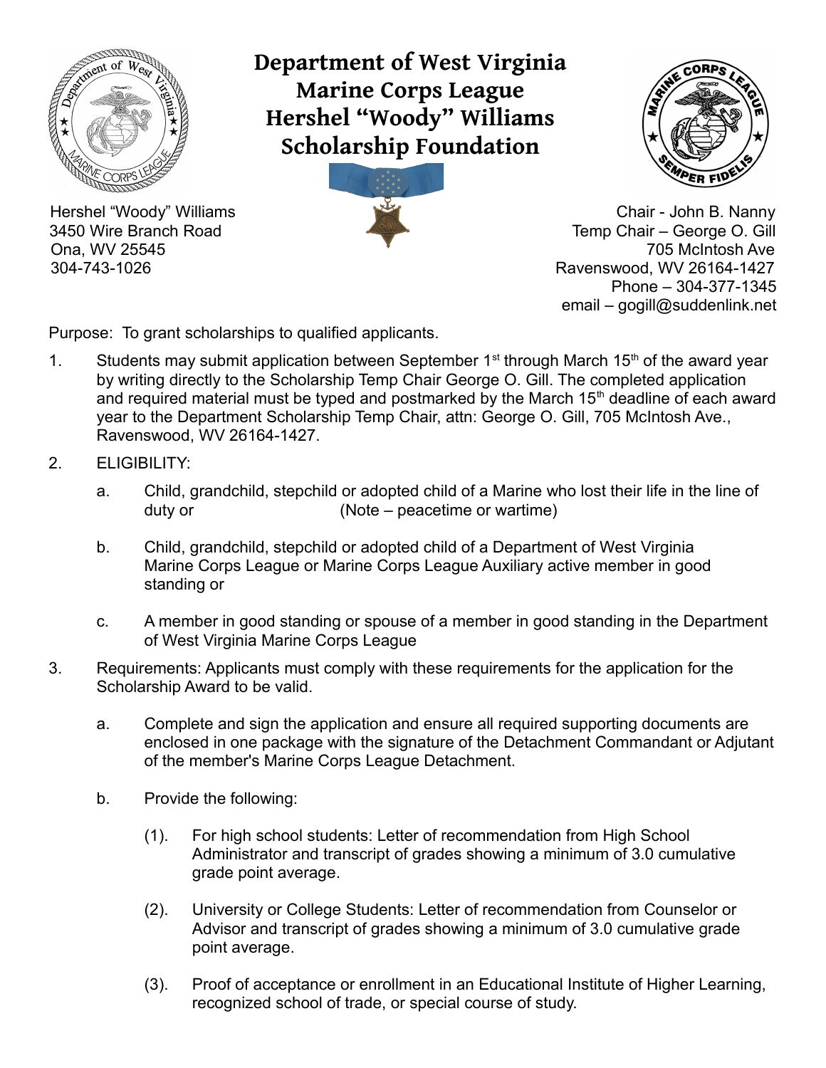# Department of West Virginia
# Marine Corps League
# Hershel "Woody" Williams
# Scholarship Foundation

Hershel "Woody" Williams
3450 Wire Branch Road
Ona, WV 25545
304-743-1026

Chair - John B. Nanny
Temp Chair – George O. Gill
705 McIntosh Ave
Ravenswood, WV 26164-1427
Phone – 304-377-1345
email – gogill@suddenlink.net

Purpose: To grant scholarships to qualified applicants.

1. Students may submit application between September 1st through March 15th of the award year by writing directly to the Scholarship Temp Chair George O. Gill. The completed application and required material must be typed and postmarked by the March 15th deadline of each award year to the Department Scholarship Temp Chair, attn: George O. Gill, 705 McIntosh Ave., Ravenswood, WV 26164-1427.

2. ELIGIBILITY:

   a. Child, grandchild, stepchild or adopted child of a Marine who lost their life in the line of duty or (Note – peacetime or wartime)

   b. Child, grandchild, stepchild or adopted child of a Department of West Virginia Marine Corps League or Marine Corps League Auxiliary active member in good standing or

   c. A member in good standing or spouse of a member in good standing in the Department of West Virginia Marine Corps League

3. Requirements: Applicants must comply with these requirements for the application for the Scholarship Award to be valid.

   a. Complete and sign the application and ensure all required supporting documents are enclosed in one package with the signature of the Detachment Commandant or Adjutant of the member's Marine Corps League Detachment.

   b. Provide the following:

      (1). For high school students: Letter of recommendation from High School Administrator and transcript of grades showing a minimum of 3.0 cumulative grade point average.

      (2). University or College Students: Letter of recommendation from Counselor or Advisor and transcript of grades showing a minimum of 3.0 cumulative grade point average.

      (3). Proof of acceptance or enrollment in an Educational Institute of Higher Learning, recognized school of trade, or special course of study.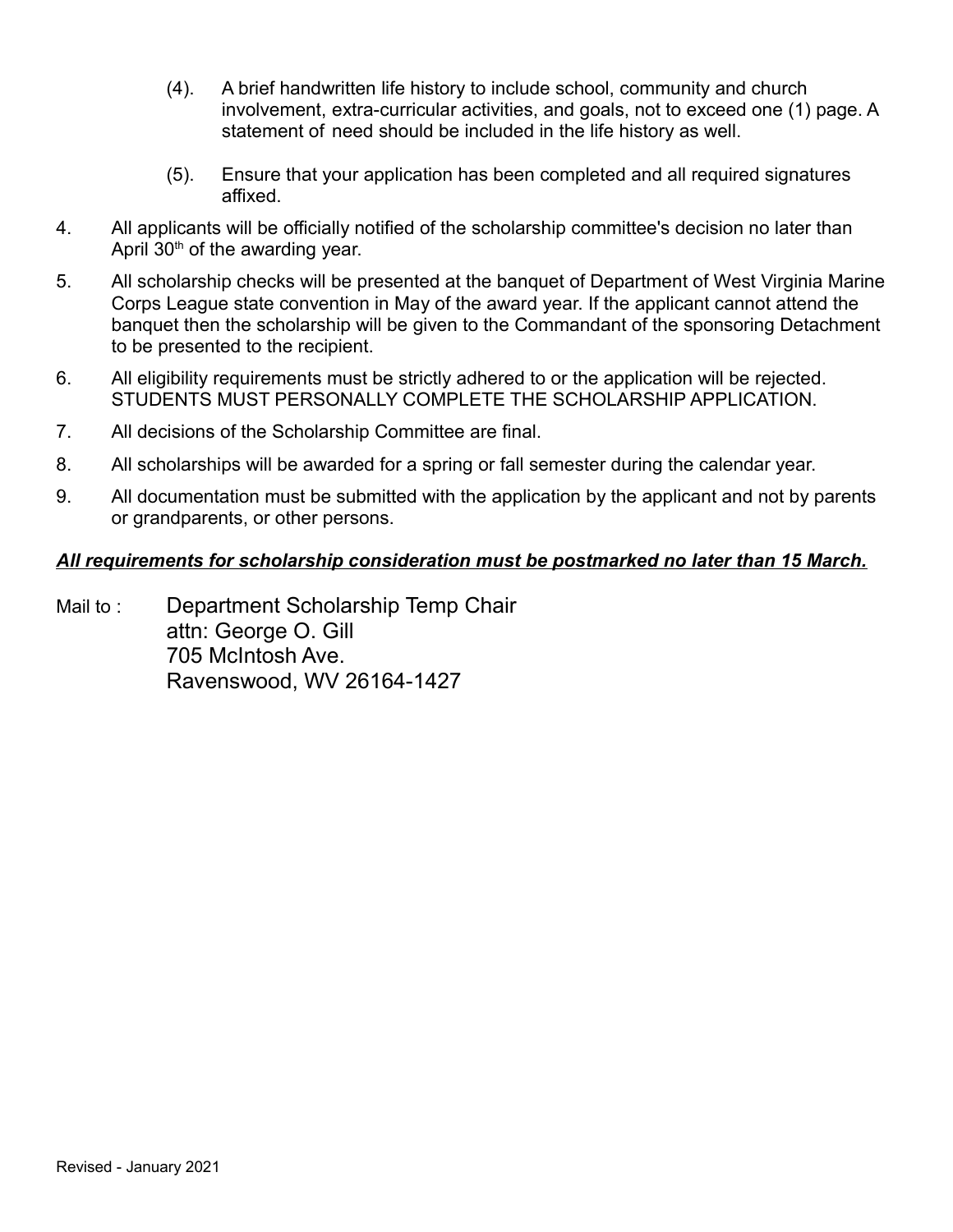(4). A brief handwritten life history to include school, community and church involvement, extra-curricular activities, and goals, not to exceed one (1) page. A statement of need should be included in the life history as well.

(5). Ensure that your application has been completed and all required signatures affixed.

4. All applicants will be officially notified of the scholarship committee's decision no later than April 30th of the awarding year.

5. All scholarship checks will be presented at the banquet of Department of West Virginia Marine Corps League state convention in May of the award year. If the applicant cannot attend the banquet then the scholarship will be given to the Commandant of the sponsoring Detachment to be presented to the recipient.

6. All eligibility requirements must be strictly adhered to or the application will be rejected. STUDENTS MUST PERSONALLY COMPLETE THE SCHOLARSHIP APPLICATION.

7. All decisions of the Scholarship Committee are final.

8. All scholarships will be awarded for a spring or fall semester during the calendar year.

9. All documentation must be submitted with the application by the applicant and not by parents or grandparents, or other persons.

***All requirements for scholarship consideration must be postmarked no later than 15 March.***

Mail to : Department Scholarship Temp Chair
attn: George O. Gill
705 McIntosh Ave.
Ravenswood, WV 26164-1427

Revised - January 2021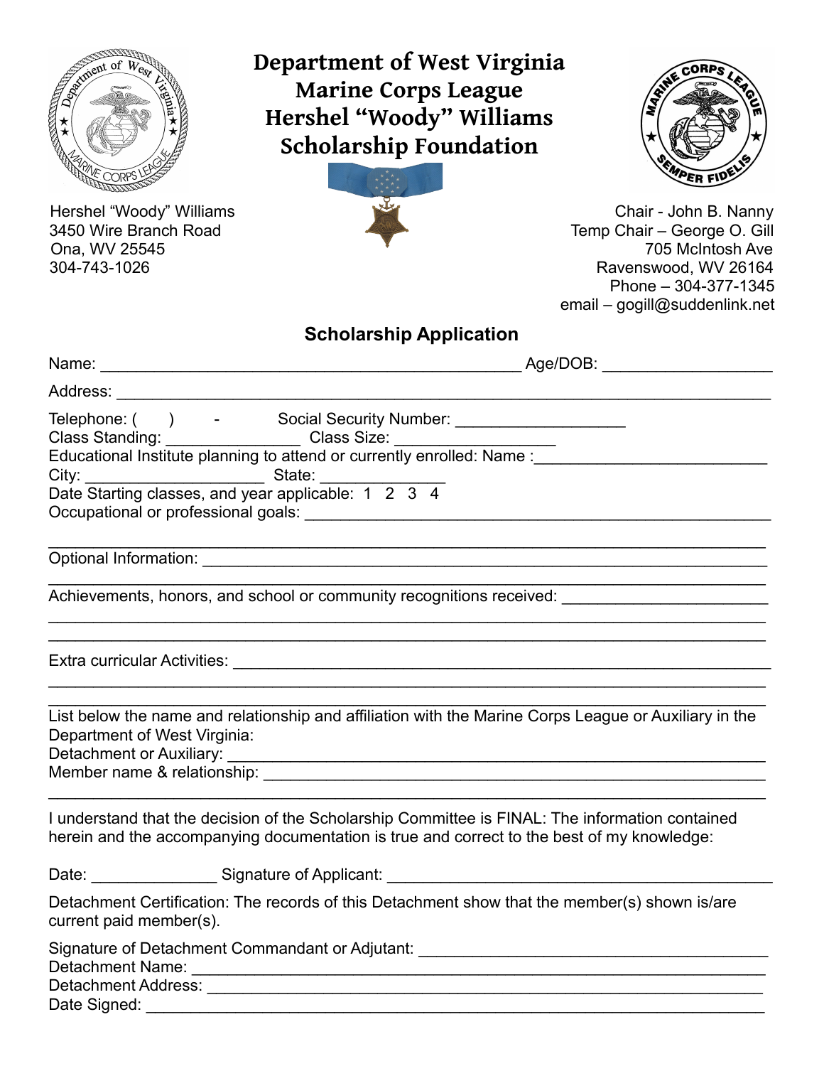# Department of West Virginia Marine Corps League Hershel "Woody" Williams Scholarship Foundation

Hershel "Woody" Williams
3450 Wire Branch Road
Ona, WV 25545
304-743-1026

Chair - John B. Nanny
Temp Chair – George O. Gill
705 McIntosh Ave
Ravenswood, WV 26164
Phone – 304-377-1345
email – gogill@suddenlink.net

## Scholarship Application

Name: _______________________________________________ Age/DOB: ___________________

Address: ______________________________________________________________________

Telephone: (    )      -          Social Security Number: ___________________
Class Standing: _______________ Class Size: _________________
Educational Institute planning to attend or currently enrolled: Name :_________________________
City: ____________________ State: _____________
Date Starting classes, and year applicable: 1 2 3 4
Occupational or professional goals: _____________________________________________________

_______________________________________________________________________________

Optional Information: ___________________________________________________________

_______________________________________________________________________________

Achievements, honors, and school or community recognitions received: ______________________

_______________________________________________________________________________

_______________________________________________________________________________

Extra curricular Activities: _______________________________________________________

_______________________________________________________________________________

_______________________________________________________________________________

List below the name and relationship and affiliation with the Marine Corps League or Auxiliary in the Department of West Virginia:
Detachment or Auxiliary: __________________________________________________________
Member name & relationship: ______________________________________________________

_______________________________________________________________________________

I understand that the decision of the Scholarship Committee is FINAL: The information contained herein and the accompanying documentation is true and correct to the best of my knowledge:

Date: ______________ Signature of Applicant: __________________________________________

Detachment Certification: The records of this Detachment show that the member(s) shown is/are current paid member(s).

Signature of Detachment Commandant or Adjutant: ____________________________________
Detachment Name: _______________________________________________________________
Detachment Address: _____________________________________________________________
Date Signed: ____________________________________________________________________